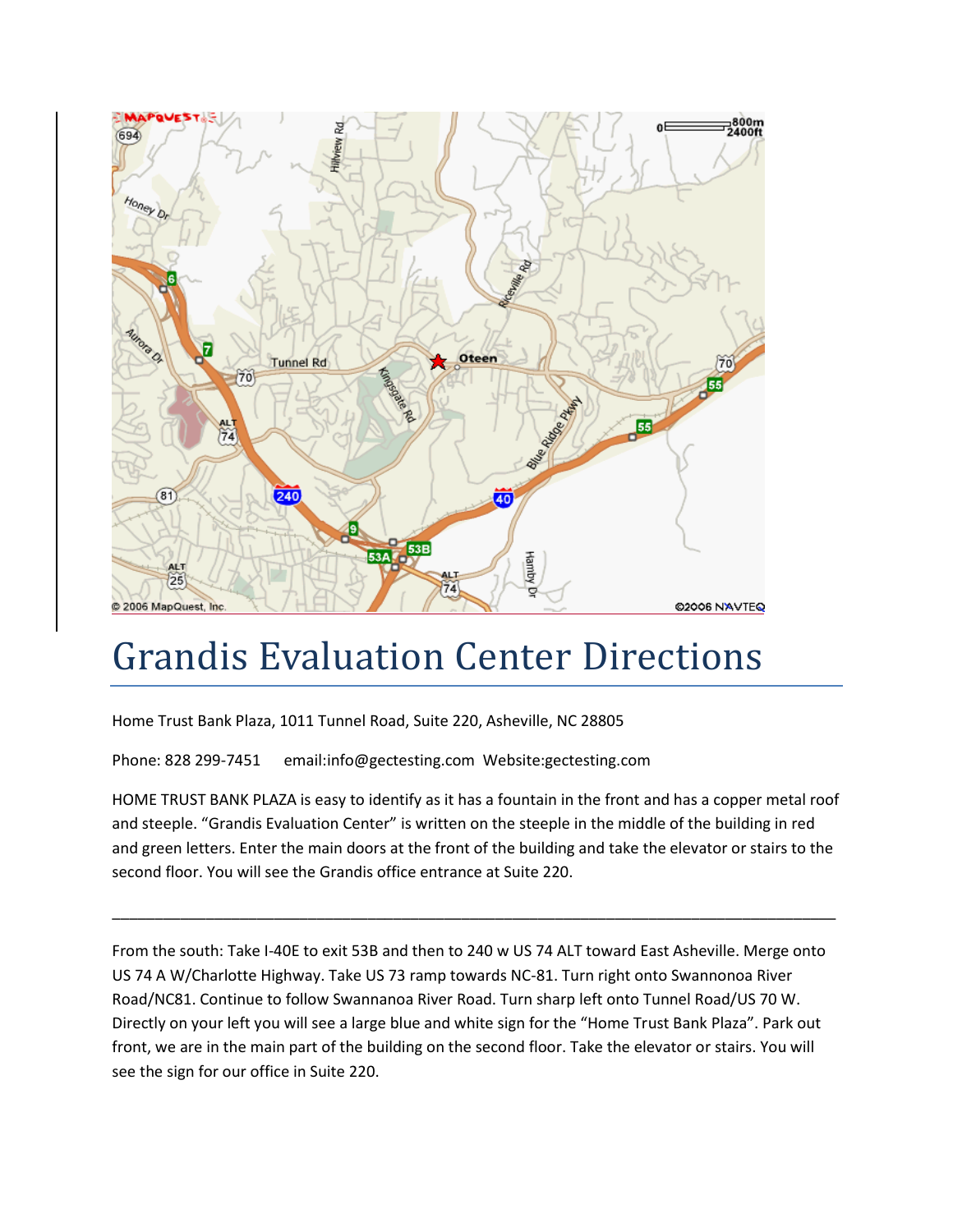# Grandis Evaluation Center Directions

Home Trust Bank Plaza, 1011 Tunnel Road, Suite 220, Asheville, NC 28805

Phone: 828 299-7451 email:info@gectesting.com Website:gectesting.com

HOME TRUST BANK PLAZA is easy to identify as it has a fountain in the front and has a copper metal roof and steeple. “Grandis Evaluation Center” is written on the steeple in the middle of the building in red and green letters. Enter the main doors at the front of the building and take the elevator or stairs to the second floor. You will see the Grandis office entrance at Suite 220.

---

From the south: Take I-40E to exit 53B and then to 240 w US 74 ALT toward East Asheville. Merge onto US 74 A W/Charlotte Highway. Take US 73 ramp towards NC-81. Turn right onto Swannonoa River Road/NC81. Continue to follow Swannanoa River Road. Turn sharp left onto Tunnel Road/US 70 W. Directly on your left you will see a large blue and white sign for the “Home Trust Bank Plaza”. Park out front, we are in the main part of the building on the second floor. Take the elevator or stairs. You will see the sign for our office in Suite 220.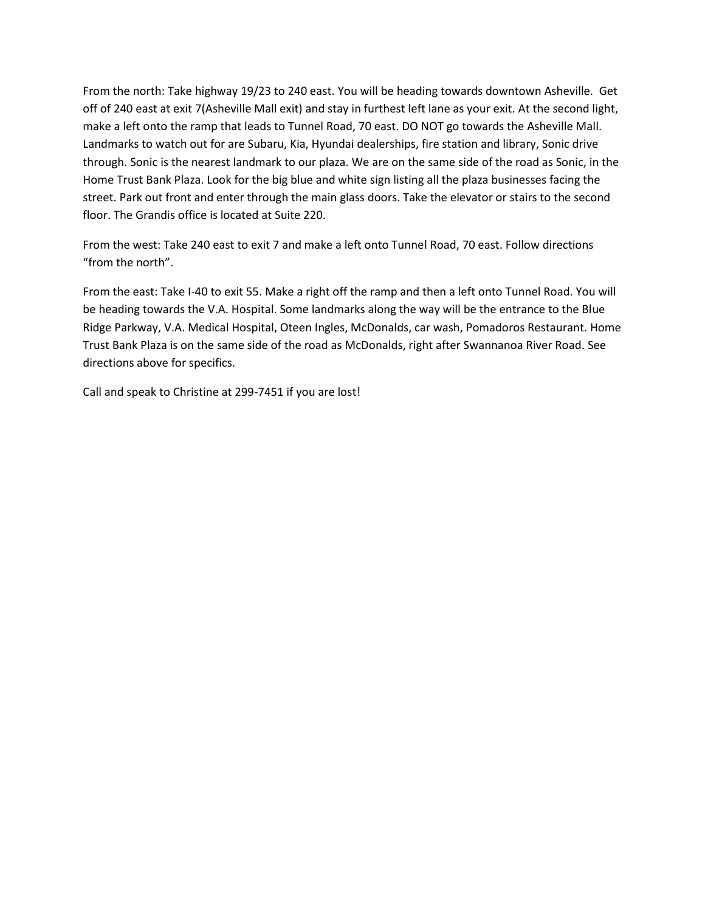From the north: Take highway 19/23 to 240 east. You will be heading towards downtown Asheville. Get off of 240 east at exit 7(Asheville Mall exit) and stay in furthest left lane as your exit. At the second light, make a left onto the ramp that leads to Tunnel Road, 70 east. DO NOT go towards the Asheville Mall. Landmarks to watch out for are Subaru, Kia, Hyundai dealerships, fire station and library, Sonic drive through. Sonic is the nearest landmark to our plaza. We are on the same side of the road as Sonic, in the Home Trust Bank Plaza. Look for the big blue and white sign listing all the plaza businesses facing the street. Park out front and enter through the main glass doors. Take the elevator or stairs to the second floor. The Grandis office is located at Suite 220.

From the west: Take 240 east to exit 7 and make a left onto Tunnel Road, 70 east. Follow directions "from the north".

From the east: Take I-40 to exit 55. Make a right off the ramp and then a left onto Tunnel Road. You will be heading towards the V.A. Hospital. Some landmarks along the way will be the entrance to the Blue Ridge Parkway, V.A. Medical Hospital, Oteen Ingles, McDonalds, car wash, Pomadoros Restaurant. Home Trust Bank Plaza is on the same side of the road as McDonalds, right after Swannanoa River Road. See directions above for specifics.

Call and speak to Christine at 299-7451 if you are lost!